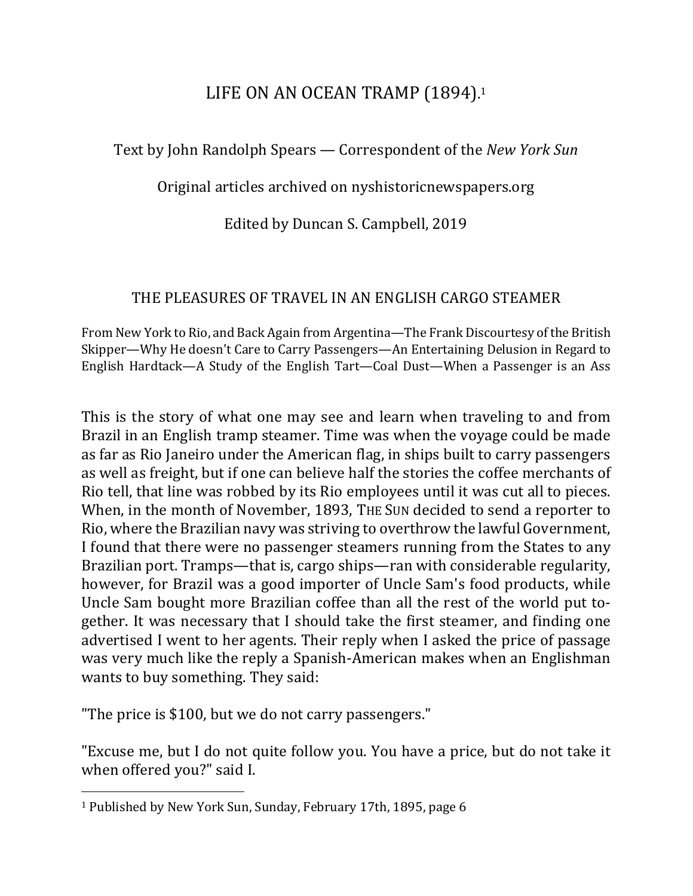# LIFE ON AN OCEAN TRAMP (1894).[1]

Text by John Randolph Spears — Correspondent of the *New York Sun*

Original articles archived on nyshistoricnewspapers.org

Edited by Duncan S. Campbell, 2019

## THE PLEASURES OF TRAVEL IN AN ENGLISH CARGO STEAMER

From New York to Rio, and Back Again from Argentina—The Frank Discourtesy of the British Skipper—Why He doesn't Care to Carry Passengers—An Entertaining Delusion in Regard to English Hardtack—A Study of the English Tart—Coal Dust—When a Passenger is an Ass

This is the story of what one may see and learn when traveling to and from Brazil in an English tramp steamer. Time was when the voyage could be made as far as Rio Janeiro under the American flag, in ships built to carry passengers as well as freight, but if one can believe half the stories the coffee merchants of Rio tell, that line was robbed by its Rio employees until it was cut all to pieces. When, in the month of November, 1893, THE SUN decided to send a reporter to Rio, where the Brazilian navy was striving to overthrow the lawful Government, I found that there were no passenger steamers running from the States to any Brazilian port. Tramps—that is, cargo ships—ran with considerable regularity, however, for Brazil was a good importer of Uncle Sam's food products, while Uncle Sam bought more Brazilian coffee than all the rest of the world put together. It was necessary that I should take the first steamer, and finding one advertised I went to her agents. Their reply when I asked the price of passage was very much like the reply a Spanish-American makes when an Englishman wants to buy something. They said:

"The price is $100, but we do not carry passengers."

"Excuse me, but I do not quite follow you. You have a price, but do not take it when offered you?" said I.

[1] Published by New York Sun, Sunday, February 17th, 1895, page 6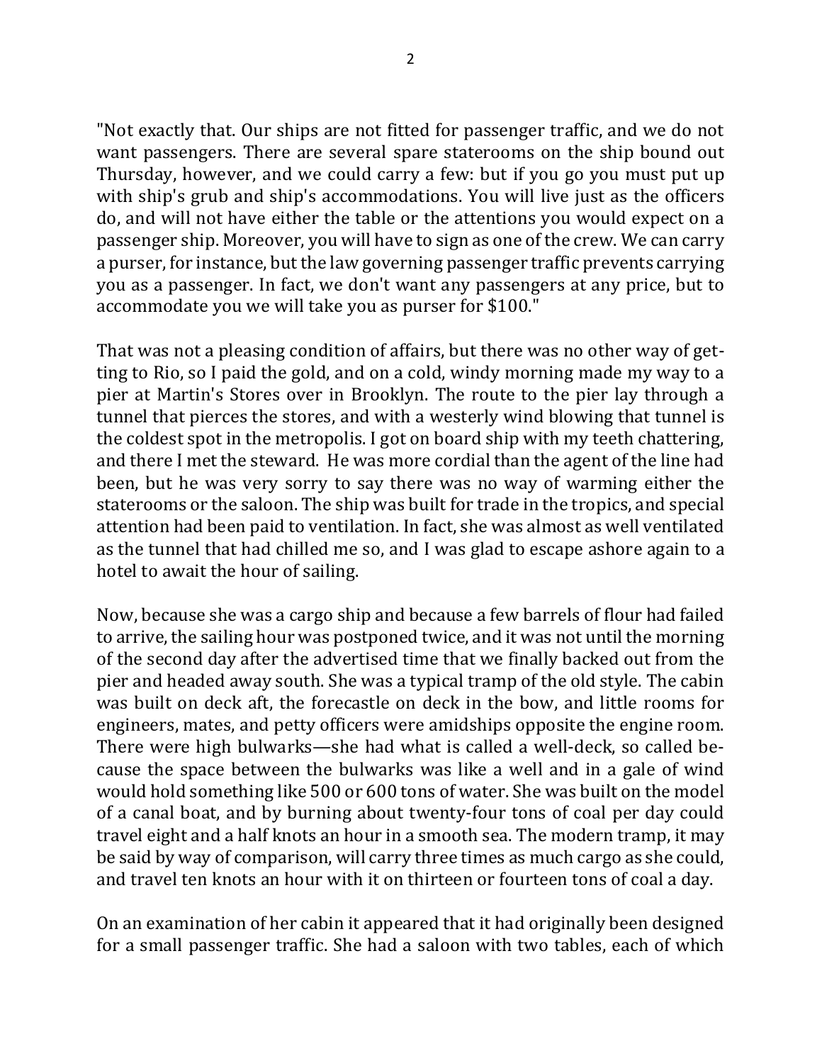"Not exactly that. Our ships are not fitted for passenger traffic, and we do not want passengers. There are several spare staterooms on the ship bound out Thursday, however, and we could carry a few: but if you go you must put up with ship's grub and ship's accommodations. You will live just as the officers do, and will not have either the table or the attentions you would expect on a passenger ship. Moreover, you will have to sign as one of the crew. We can carry a purser, for instance, but the law governing passenger traffic prevents carrying you as a passenger. In fact, we don't want any passengers at any price, but to accommodate you we will take you as purser for $100."

That was not a pleasing condition of affairs, but there was no other way of getting to Rio, so I paid the gold, and on a cold, windy morning made my way to a pier at Martin's Stores over in Brooklyn. The route to the pier lay through a tunnel that pierces the stores, and with a westerly wind blowing that tunnel is the coldest spot in the metropolis. I got on board ship with my teeth chattering, and there I met the steward. He was more cordial than the agent of the line had been, but he was very sorry to say there was no way of warming either the staterooms or the saloon. The ship was built for trade in the tropics, and special attention had been paid to ventilation. In fact, she was almost as well ventilated as the tunnel that had chilled me so, and I was glad to escape ashore again to a hotel to await the hour of sailing.

Now, because she was a cargo ship and because a few barrels of flour had failed to arrive, the sailing hour was postponed twice, and it was not until the morning of the second day after the advertised time that we finally backed out from the pier and headed away south. She was a typical tramp of the old style. The cabin was built on deck aft, the forecastle on deck in the bow, and little rooms for engineers, mates, and petty officers were amidships opposite the engine room. There were high bulwarks—she had what is called a well-deck, so called because the space between the bulwarks was like a well and in a gale of wind would hold something like 500 or 600 tons of water. She was built on the model of a canal boat, and by burning about twenty-four tons of coal per day could travel eight and a half knots an hour in a smooth sea. The modern tramp, it may be said by way of comparison, will carry three times as much cargo as she could, and travel ten knots an hour with it on thirteen or fourteen tons of coal a day.

On an examination of her cabin it appeared that it had originally been designed for a small passenger traffic. She had a saloon with two tables, each of which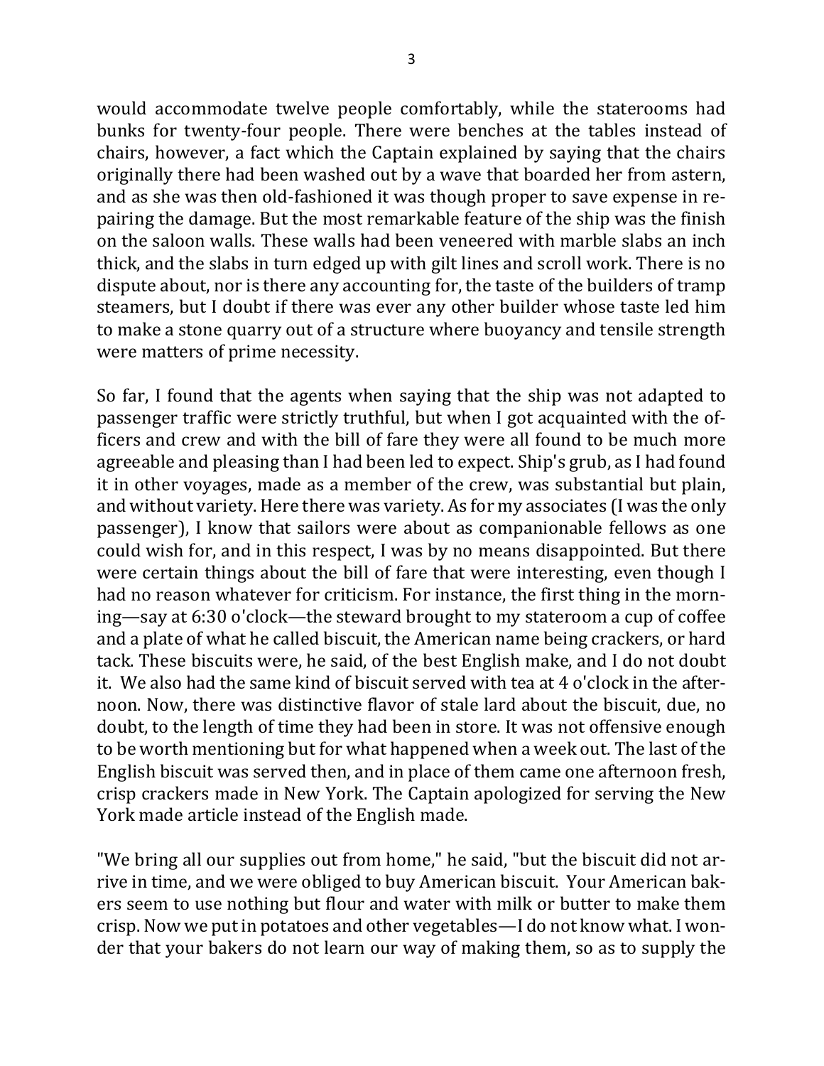would accommodate twelve people comfortably, while the staterooms had bunks for twenty-four people. There were benches at the tables instead of chairs, however, a fact which the Captain explained by saying that the chairs originally there had been washed out by a wave that boarded her from astern, and as she was then old-fashioned it was though proper to save expense in repairing the damage. But the most remarkable feature of the ship was the finish on the saloon walls. These walls had been veneered with marble slabs an inch thick, and the slabs in turn edged up with gilt lines and scroll work. There is no dispute about, nor is there any accounting for, the taste of the builders of tramp steamers, but I doubt if there was ever any other builder whose taste led him to make a stone quarry out of a structure where buoyancy and tensile strength were matters of prime necessity.

So far, I found that the agents when saying that the ship was not adapted to passenger traffic were strictly truthful, but when I got acquainted with the officers and crew and with the bill of fare they were all found to be much more agreeable and pleasing than I had been led to expect. Ship's grub, as I had found it in other voyages, made as a member of the crew, was substantial but plain, and without variety. Here there was variety. As for my associates (I was the only passenger), I know that sailors were about as companionable fellows as one could wish for, and in this respect, I was by no means disappointed. But there were certain things about the bill of fare that were interesting, even though I had no reason whatever for criticism. For instance, the first thing in the morning—say at 6:30 o'clock—the steward brought to my stateroom a cup of coffee and a plate of what he called biscuit, the American name being crackers, or hard tack. These biscuits were, he said, of the best English make, and I do not doubt it. We also had the same kind of biscuit served with tea at 4 o'clock in the afternoon. Now, there was distinctive flavor of stale lard about the biscuit, due, no doubt, to the length of time they had been in store. It was not offensive enough to be worth mentioning but for what happened when a week out. The last of the English biscuit was served then, and in place of them came one afternoon fresh, crisp crackers made in New York. The Captain apologized for serving the New York made article instead of the English made.

"We bring all our supplies out from home," he said, "but the biscuit did not arrive in time, and we were obliged to buy American biscuit. Your American bakers seem to use nothing but flour and water with milk or butter to make them crisp. Now we put in potatoes and other vegetables—I do not know what. I wonder that your bakers do not learn our way of making them, so as to supply the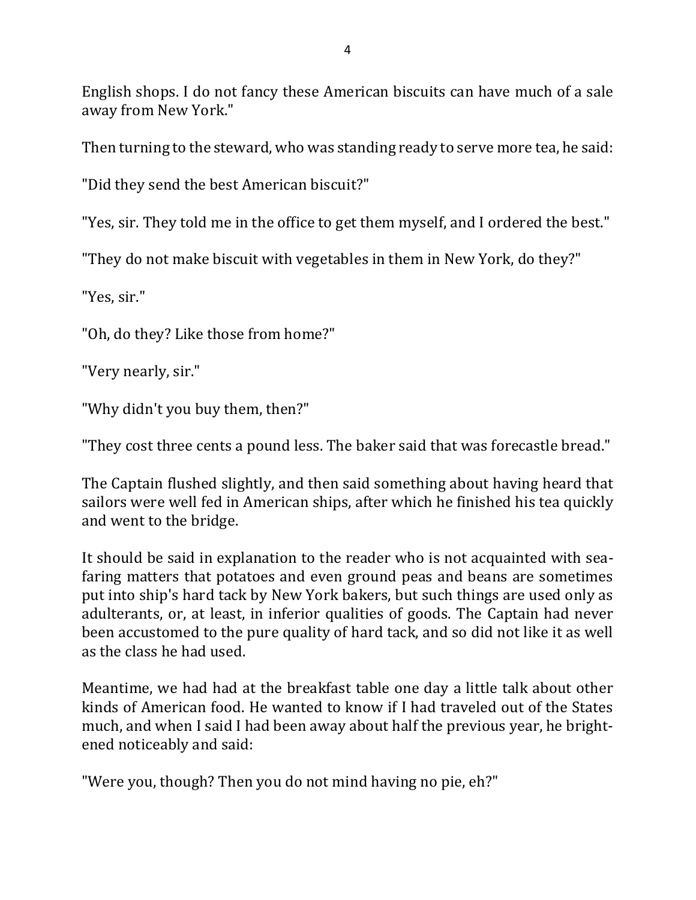English shops. I do not fancy these American biscuits can have much of a sale away from New York."

Then turning to the steward, who was standing ready to serve more tea, he said:

"Did they send the best American biscuit?"

"Yes, sir. They told me in the office to get them myself, and I ordered the best."

"They do not make biscuit with vegetables in them in New York, do they?"

"Yes, sir."

"Oh, do they? Like those from home?"

"Very nearly, sir."

"Why didn't you buy them, then?"

"They cost three cents a pound less. The baker said that was forecastle bread."

The Captain flushed slightly, and then said something about having heard that sailors were well fed in American ships, after which he finished his tea quickly and went to the bridge.

It should be said in explanation to the reader who is not acquainted with seafaring matters that potatoes and even ground peas and beans are sometimes put into ship's hard tack by New York bakers, but such things are used only as adulterants, or, at least, in inferior qualities of goods. The Captain had never been accustomed to the pure quality of hard tack, and so did not like it as well as the class he had used.

Meantime, we had had at the breakfast table one day a little talk about other kinds of American food. He wanted to know if I had traveled out of the States much, and when I said I had been away about half the previous year, he brightened noticeably and said:

"Were you, though? Then you do not mind having no pie, eh?"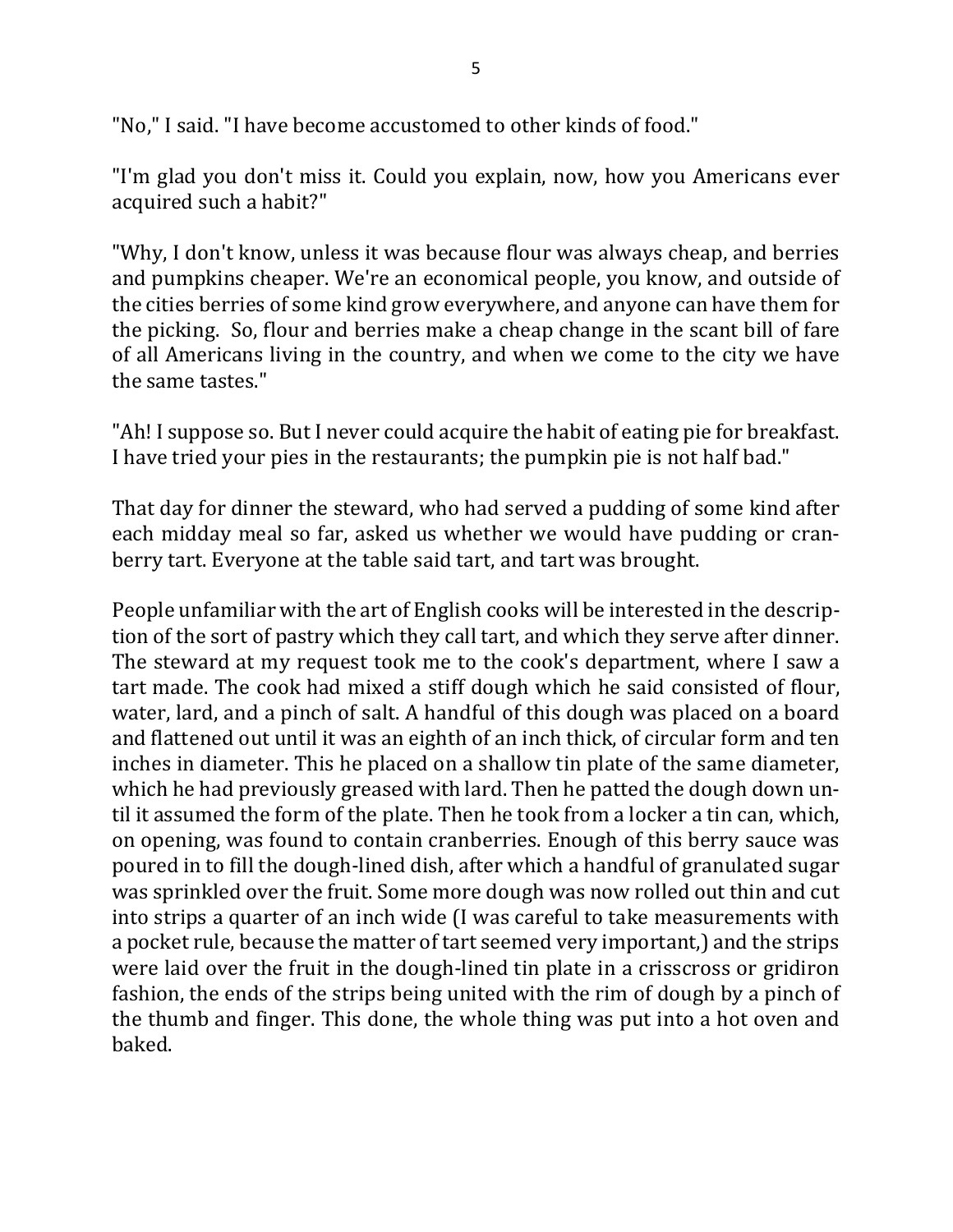"No," I said. "I have become accustomed to other kinds of food."

"I'm glad you don't miss it. Could you explain, now, how you Americans ever acquired such a habit?"

"Why, I don't know, unless it was because flour was always cheap, and berries and pumpkins cheaper. We're an economical people, you know, and outside of the cities berries of some kind grow everywhere, and anyone can have them for the picking. So, flour and berries make a cheap change in the scant bill of fare of all Americans living in the country, and when we come to the city we have the same tastes."

"Ah! I suppose so. But I never could acquire the habit of eating pie for breakfast. I have tried your pies in the restaurants; the pumpkin pie is not half bad."

That day for dinner the steward, who had served a pudding of some kind after each midday meal so far, asked us whether we would have pudding or cranberry tart. Everyone at the table said tart, and tart was brought.

People unfamiliar with the art of English cooks will be interested in the description of the sort of pastry which they call tart, and which they serve after dinner. The steward at my request took me to the cook's department, where I saw a tart made. The cook had mixed a stiff dough which he said consisted of flour, water, lard, and a pinch of salt. A handful of this dough was placed on a board and flattened out until it was an eighth of an inch thick, of circular form and ten inches in diameter. This he placed on a shallow tin plate of the same diameter, which he had previously greased with lard. Then he patted the dough down until it assumed the form of the plate. Then he took from a locker a tin can, which, on opening, was found to contain cranberries. Enough of this berry sauce was poured in to fill the dough-lined dish, after which a handful of granulated sugar was sprinkled over the fruit. Some more dough was now rolled out thin and cut into strips a quarter of an inch wide (I was careful to take measurements with a pocket rule, because the matter of tart seemed very important,) and the strips were laid over the fruit in the dough-lined tin plate in a crisscross or gridiron fashion, the ends of the strips being united with the rim of dough by a pinch of the thumb and finger. This done, the whole thing was put into a hot oven and baked.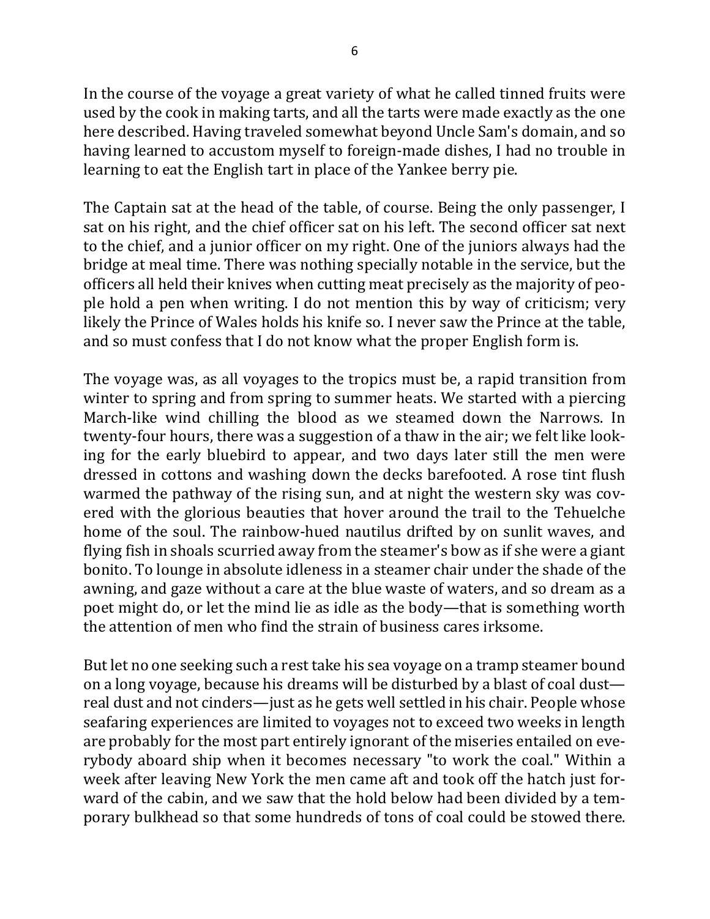In the course of the voyage a great variety of what he called tinned fruits were used by the cook in making tarts, and all the tarts were made exactly as the one here described. Having traveled somewhat beyond Uncle Sam's domain, and so having learned to accustom myself to foreign-made dishes, I had no trouble in learning to eat the English tart in place of the Yankee berry pie.

The Captain sat at the head of the table, of course. Being the only passenger, I sat on his right, and the chief officer sat on his left. The second officer sat next to the chief, and a junior officer on my right. One of the juniors always had the bridge at meal time. There was nothing specially notable in the service, but the officers all held their knives when cutting meat precisely as the majority of people hold a pen when writing. I do not mention this by way of criticism; very likely the Prince of Wales holds his knife so. I never saw the Prince at the table, and so must confess that I do not know what the proper English form is.

The voyage was, as all voyages to the tropics must be, a rapid transition from winter to spring and from spring to summer heats. We started with a piercing March-like wind chilling the blood as we steamed down the Narrows. In twenty-four hours, there was a suggestion of a thaw in the air; we felt like looking for the early bluebird to appear, and two days later still the men were dressed in cottons and washing down the decks barefooted. A rose tint flush warmed the pathway of the rising sun, and at night the western sky was covered with the glorious beauties that hover around the trail to the Tehuelche home of the soul. The rainbow-hued nautilus drifted by on sunlit waves, and flying fish in shoals scurried away from the steamer's bow as if she were a giant bonito. To lounge in absolute idleness in a steamer chair under the shade of the awning, and gaze without a care at the blue waste of waters, and so dream as a poet might do, or let the mind lie as idle as the body—that is something worth the attention of men who find the strain of business cares irksome.

But let no one seeking such a rest take his sea voyage on a tramp steamer bound on a long voyage, because his dreams will be disturbed by a blast of coal dust—real dust and not cinders—just as he gets well settled in his chair. People whose seafaring experiences are limited to voyages not to exceed two weeks in length are probably for the most part entirely ignorant of the miseries entailed on everybody aboard ship when it becomes necessary "to work the coal." Within a week after leaving New York the men came aft and took off the hatch just forward of the cabin, and we saw that the hold below had been divided by a temporary bulkhead so that some hundreds of tons of coal could be stowed there.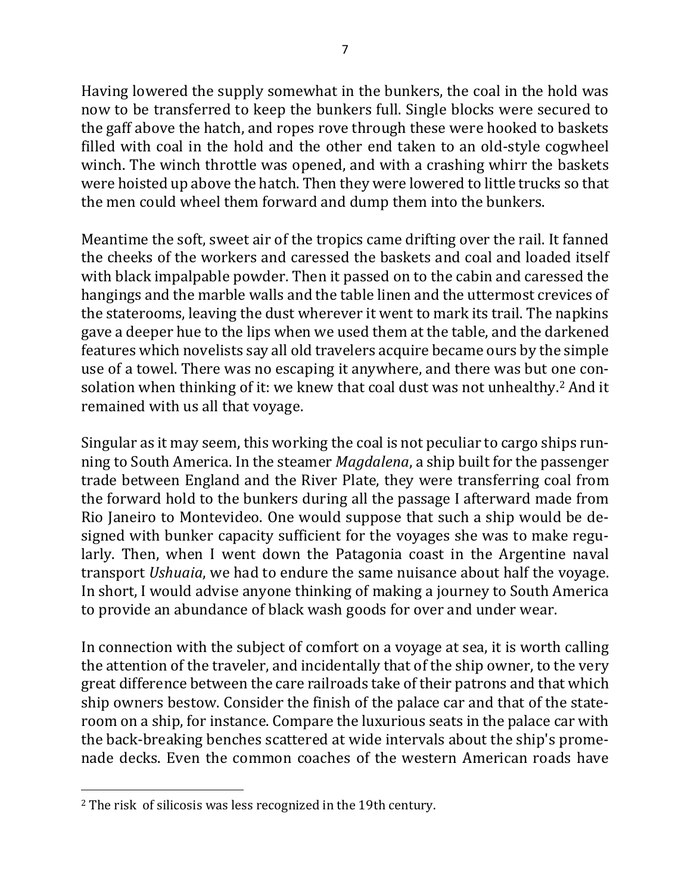Having lowered the supply somewhat in the bunkers, the coal in the hold was now to be transferred to keep the bunkers full. Single blocks were secured to the gaff above the hatch, and ropes rove through these were hooked to baskets filled with coal in the hold and the other end taken to an old-style cogwheel winch. The winch throttle was opened, and with a crashing whirr the baskets were hoisted up above the hatch. Then they were lowered to little trucks so that the men could wheel them forward and dump them into the bunkers.

Meantime the soft, sweet air of the tropics came drifting over the rail. It fanned the cheeks of the workers and caressed the baskets and coal and loaded itself with black impalpable powder. Then it passed on to the cabin and caressed the hangings and the marble walls and the table linen and the uttermost crevices of the staterooms, leaving the dust wherever it went to mark its trail. The napkins gave a deeper hue to the lips when we used them at the table, and the darkened features which novelists say all old travelers acquire became ours by the simple use of a towel. There was no escaping it anywhere, and there was but one consolation when thinking of it: we knew that coal dust was not unhealthy.[2] And it remained with us all that voyage.

Singular as it may seem, this working the coal is not peculiar to cargo ships running to South America. In the steamer *Magdalena*, a ship built for the passenger trade between England and the River Plate, they were transferring coal from the forward hold to the bunkers during all the passage I afterward made from Rio Janeiro to Montevideo. One would suppose that such a ship would be designed with bunker capacity sufficient for the voyages she was to make regularly. Then, when I went down the Patagonia coast in the Argentine naval transport *Ushuaia*, we had to endure the same nuisance about half the voyage. In short, I would advise anyone thinking of making a journey to South America to provide an abundance of black wash goods for over and under wear.

In connection with the subject of comfort on a voyage at sea, it is worth calling the attention of the traveler, and incidentally that of the ship owner, to the very great difference between the care railroads take of their patrons and that which ship owners bestow. Consider the finish of the palace car and that of the stateroom on a ship, for instance. Compare the luxurious seats in the palace car with the back-breaking benches scattered at wide intervals about the ship's promenade decks. Even the common coaches of the western American roads have

---

[2] The risk of silicosis was less recognized in the 19th century.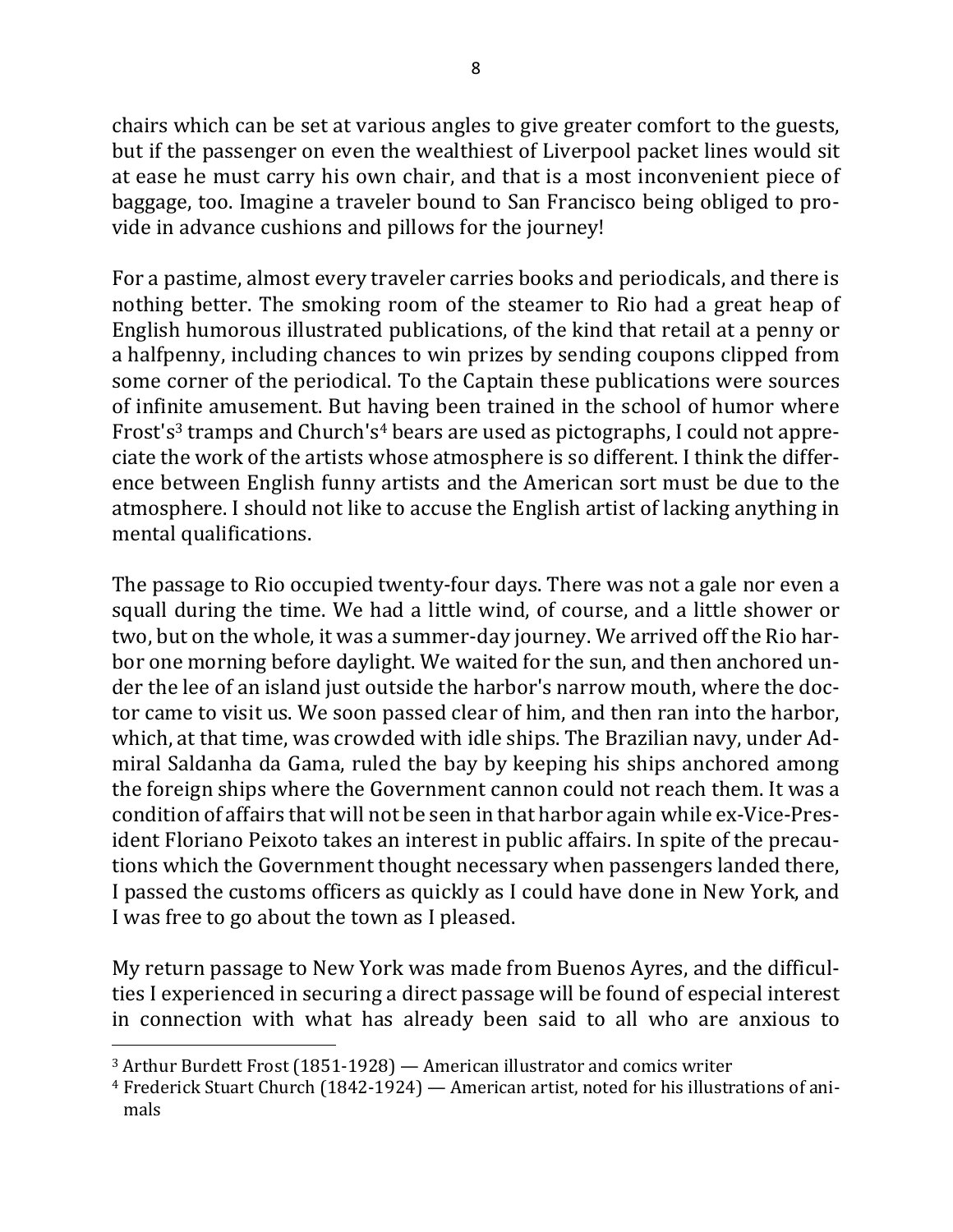chairs which can be set at various angles to give greater comfort to the guests, but if the passenger on even the wealthiest of Liverpool packet lines would sit at ease he must carry his own chair, and that is a most inconvenient piece of baggage, too. Imagine a traveler bound to San Francisco being obliged to provide in advance cushions and pillows for the journey!

For a pastime, almost every traveler carries books and periodicals, and there is nothing better. The smoking room of the steamer to Rio had a great heap of English humorous illustrated publications, of the kind that retail at a penny or a halfpenny, including chances to win prizes by sending coupons clipped from some corner of the periodical. To the Captain these publications were sources of infinite amusement. But having been trained in the school of humor where Frost's[3] tramps and Church's[4] bears are used as pictographs, I could not appreciate the work of the artists whose atmosphere is so different. I think the difference between English funny artists and the American sort must be due to the atmosphere. I should not like to accuse the English artist of lacking anything in mental qualifications.

The passage to Rio occupied twenty-four days. There was not a gale nor even a squall during the time. We had a little wind, of course, and a little shower or two, but on the whole, it was a summer-day journey. We arrived off the Rio harbor one morning before daylight. We waited for the sun, and then anchored under the lee of an island just outside the harbor's narrow mouth, where the doctor came to visit us. We soon passed clear of him, and then ran into the harbor, which, at that time, was crowded with idle ships. The Brazilian navy, under Admiral Saldanha da Gama, ruled the bay by keeping his ships anchored among the foreign ships where the Government cannon could not reach them. It was a condition of affairs that will not be seen in that harbor again while ex-Vice-President Floriano Peixoto takes an interest in public affairs. In spite of the precautions which the Government thought necessary when passengers landed there, I passed the customs officers as quickly as I could have done in New York, and I was free to go about the town as I pleased.

My return passage to New York was made from Buenos Ayres, and the difficulties I experienced in securing a direct passage will be found of especial interest in connection with what has already been said to all who are anxious to

---

[3] Arthur Burdett Frost (1851-1928) — American illustrator and comics writer

[4] Frederick Stuart Church (1842-1924) — American artist, noted for his illustrations of animals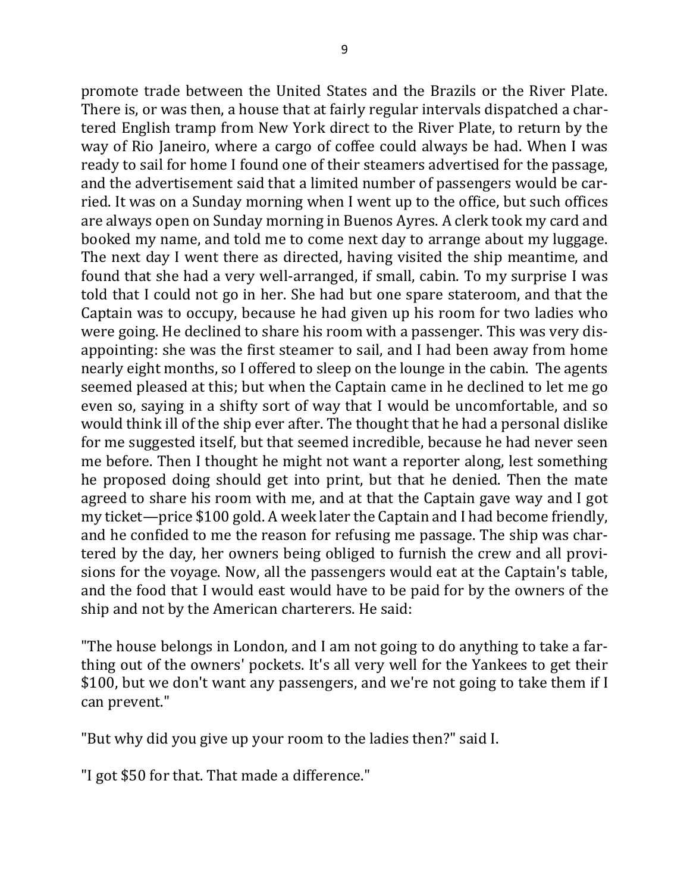promote trade between the United States and the Brazils or the River Plate. There is, or was then, a house that at fairly regular intervals dispatched a chartered English tramp from New York direct to the River Plate, to return by the way of Rio Janeiro, where a cargo of coffee could always be had. When I was ready to sail for home I found one of their steamers advertised for the passage, and the advertisement said that a limited number of passengers would be carried. It was on a Sunday morning when I went up to the office, but such offices are always open on Sunday morning in Buenos Ayres. A clerk took my card and booked my name, and told me to come next day to arrange about my luggage. The next day I went there as directed, having visited the ship meantime, and found that she had a very well-arranged, if small, cabin. To my surprise I was told that I could not go in her. She had but one spare stateroom, and that the Captain was to occupy, because he had given up his room for two ladies who were going. He declined to share his room with a passenger. This was very disappointing: she was the first steamer to sail, and I had been away from home nearly eight months, so I offered to sleep on the lounge in the cabin. The agents seemed pleased at this; but when the Captain came in he declined to let me go even so, saying in a shifty sort of way that I would be uncomfortable, and so would think ill of the ship ever after. The thought that he had a personal dislike for me suggested itself, but that seemed incredible, because he had never seen me before. Then I thought he might not want a reporter along, lest something he proposed doing should get into print, but that he denied. Then the mate agreed to share his room with me, and at that the Captain gave way and I got my ticket—price $100 gold. A week later the Captain and I had become friendly, and he confided to me the reason for refusing me passage. The ship was chartered by the day, her owners being obliged to furnish the crew and all provisions for the voyage. Now, all the passengers would eat at the Captain's table, and the food that I would east would have to be paid for by the owners of the ship and not by the American charterers. He said:

"The house belongs in London, and I am not going to do anything to take a farthing out of the owners' pockets. It's all very well for the Yankees to get their $100, but we don't want any passengers, and we're not going to take them if I can prevent."

"But why did you give up your room to the ladies then?" said I.

"I got $50 for that. That made a difference."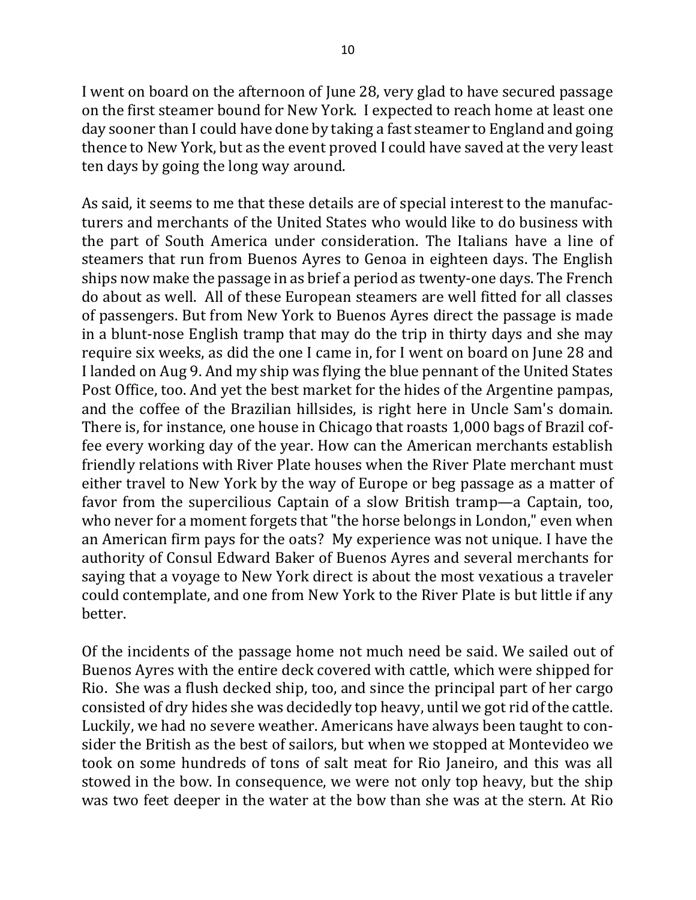I went on board on the afternoon of June 28, very glad to have secured passage on the first steamer bound for New York. I expected to reach home at least one day sooner than I could have done by taking a fast steamer to England and going thence to New York, but as the event proved I could have saved at the very least ten days by going the long way around.

As said, it seems to me that these details are of special interest to the manufacturers and merchants of the United States who would like to do business with the part of South America under consideration. The Italians have a line of steamers that run from Buenos Ayres to Genoa in eighteen days. The English ships now make the passage in as brief a period as twenty-one days. The French do about as well. All of these European steamers are well fitted for all classes of passengers. But from New York to Buenos Ayres direct the passage is made in a blunt-nose English tramp that may do the trip in thirty days and she may require six weeks, as did the one I came in, for I went on board on June 28 and I landed on Aug 9. And my ship was flying the blue pennant of the United States Post Office, too. And yet the best market for the hides of the Argentine pampas, and the coffee of the Brazilian hillsides, is right here in Uncle Sam's domain. There is, for instance, one house in Chicago that roasts 1,000 bags of Brazil coffee every working day of the year. How can the American merchants establish friendly relations with River Plate houses when the River Plate merchant must either travel to New York by the way of Europe or beg passage as a matter of favor from the supercilious Captain of a slow British tramp—a Captain, too, who never for a moment forgets that "the horse belongs in London," even when an American firm pays for the oats? My experience was not unique. I have the authority of Consul Edward Baker of Buenos Ayres and several merchants for saying that a voyage to New York direct is about the most vexatious a traveler could contemplate, and one from New York to the River Plate is but little if any better.

Of the incidents of the passage home not much need be said. We sailed out of Buenos Ayres with the entire deck covered with cattle, which were shipped for Rio. She was a flush decked ship, too, and since the principal part of her cargo consisted of dry hides she was decidedly top heavy, until we got rid of the cattle. Luckily, we had no severe weather. Americans have always been taught to consider the British as the best of sailors, but when we stopped at Montevideo we took on some hundreds of tons of salt meat for Rio Janeiro, and this was all stowed in the bow. In consequence, we were not only top heavy, but the ship was two feet deeper in the water at the bow than she was at the stern. At Rio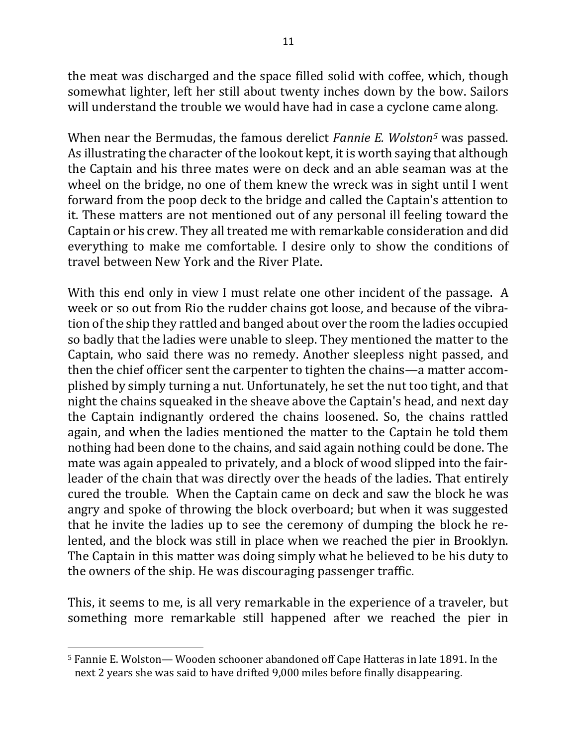the meat was discharged and the space filled solid with coffee, which, though somewhat lighter, left her still about twenty inches down by the bow. Sailors will understand the trouble we would have had in case a cyclone came along.

When near the Bermudas, the famous derelict *Fannie E. Wolston*[5] was passed. As illustrating the character of the lookout kept, it is worth saying that although the Captain and his three mates were on deck and an able seaman was at the wheel on the bridge, no one of them knew the wreck was in sight until I went forward from the poop deck to the bridge and called the Captain's attention to it. These matters are not mentioned out of any personal ill feeling toward the Captain or his crew. They all treated me with remarkable consideration and did everything to make me comfortable. I desire only to show the conditions of travel between New York and the River Plate.

With this end only in view I must relate one other incident of the passage. A week or so out from Rio the rudder chains got loose, and because of the vibration of the ship they rattled and banged about over the room the ladies occupied so badly that the ladies were unable to sleep. They mentioned the matter to the Captain, who said there was no remedy. Another sleepless night passed, and then the chief officer sent the carpenter to tighten the chains—a matter accomplished by simply turning a nut. Unfortunately, he set the nut too tight, and that night the chains squeaked in the sheave above the Captain's head, and next day the Captain indignantly ordered the chains loosened. So, the chains rattled again, and when the ladies mentioned the matter to the Captain he told them nothing had been done to the chains, and said again nothing could be done. The mate was again appealed to privately, and a block of wood slipped into the fairleader of the chain that was directly over the heads of the ladies. That entirely cured the trouble. When the Captain came on deck and saw the block he was angry and spoke of throwing the block overboard; but when it was suggested that he invite the ladies up to see the ceremony of dumping the block he relented, and the block was still in place when we reached the pier in Brooklyn. The Captain in this matter was doing simply what he believed to be his duty to the owners of the ship. He was discouraging passenger traffic.

This, it seems to me, is all very remarkable in the experience of a traveler, but something more remarkable still happened after we reached the pier in

[5] Fannie E. Wolston— Wooden schooner abandoned off Cape Hatteras in late 1891. In the next 2 years she was said to have drifted 9,000 miles before finally disappearing.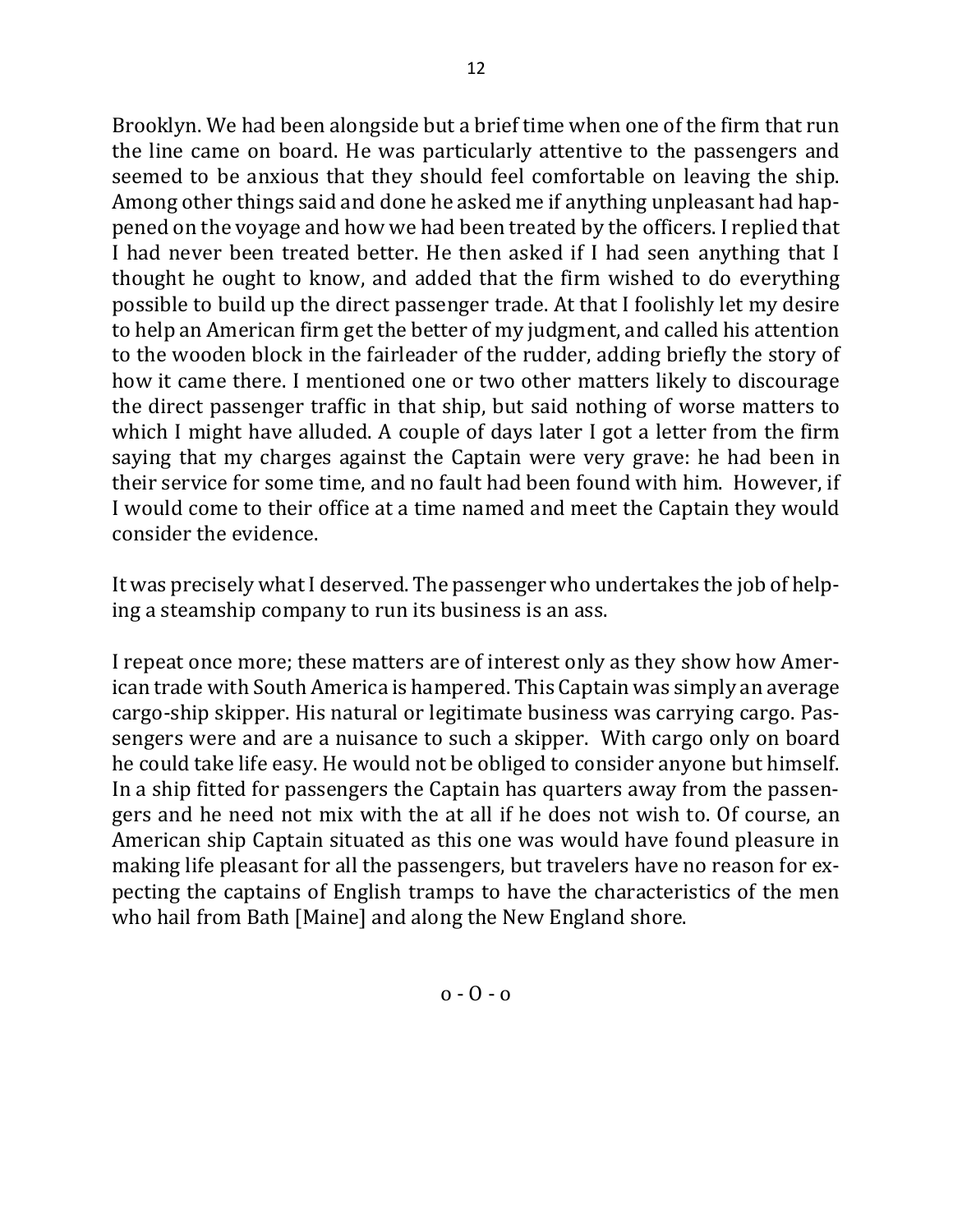Brooklyn. We had been alongside but a brief time when one of the firm that run the line came on board. He was particularly attentive to the passengers and seemed to be anxious that they should feel comfortable on leaving the ship. Among other things said and done he asked me if anything unpleasant had happened on the voyage and how we had been treated by the officers. I replied that I had never been treated better. He then asked if I had seen anything that I thought he ought to know, and added that the firm wished to do everything possible to build up the direct passenger trade. At that I foolishly let my desire to help an American firm get the better of my judgment, and called his attention to the wooden block in the fairleader of the rudder, adding briefly the story of how it came there. I mentioned one or two other matters likely to discourage the direct passenger traffic in that ship, but said nothing of worse matters to which I might have alluded. A couple of days later I got a letter from the firm saying that my charges against the Captain were very grave: he had been in their service for some time, and no fault had been found with him. However, if I would come to their office at a time named and meet the Captain they would consider the evidence.

It was precisely what I deserved. The passenger who undertakes the job of helping a steamship company to run its business is an ass.

I repeat once more; these matters are of interest only as they show how American trade with South America is hampered. This Captain was simply an average cargo-ship skipper. His natural or legitimate business was carrying cargo. Passengers were and are a nuisance to such a skipper. With cargo only on board he could take life easy. He would not be obliged to consider anyone but himself. In a ship fitted for passengers the Captain has quarters away from the passengers and he need not mix with the at all if he does not wish to. Of course, an American ship Captain situated as this one was would have found pleasure in making life pleasant for all the passengers, but travelers have no reason for expecting the captains of English tramps to have the characteristics of the men who hail from Bath [Maine] and along the New England shore.

o - O - o